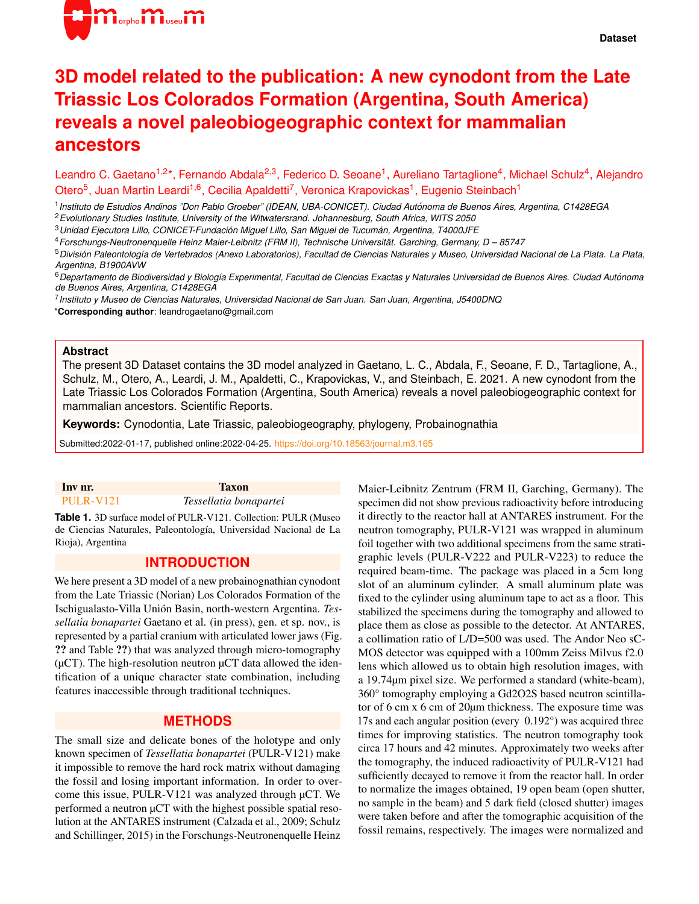Dataset

# 3D model related to the publication: A new cynodont from the Late Triassic Los Colorados Formation (Argentina, South America) reveals a novel paleobiogeographic context for mammalian ancestors

Leandro C. Gaetano[1,2]*, Fernando Abdala[2,3], Federico D. Seoane[1], Aureliano Tartaglione[4], Michael Schulz[4], Alejandro Otero[5], Juan Martin Leardi[1,6], Cecilia Apaldetti[7], Veronica Krapovickas[1], Eugenio Steinbach[1]

[1] *Instituto de Estudios Andinos "Don Pablo Groeber" (IDEAN, UBA-CONICET). Ciudad Autónoma de Buenos Aires, Argentina, C1428EGA*
[2] *Evolutionary Studies Institute, University of the Witwatersrand. Johannesburg, South Africa, WITS 2050*
[3] *Unidad Ejecutora Lillo, CONICET-Fundación Miguel Lillo, San Miguel de Tucumán, Argentina, T4000JFE*
[4] *Forschungs-Neutronenquelle Heinz Maier-Leibnitz (FRM II), Technische Universität. Garching, Germany, D – 85747*
[5] *División Paleontología de Vertebrados (Anexo Laboratorios), Facultad de Ciencias Naturales y Museo, Universidad Nacional de La Plata. La Plata, Argentina, B1900AVW*
[6] *Departamento de Biodiversidad y Biología Experimental, Facultad de Ciencias Exactas y Naturales Universidad de Buenos Aires. Ciudad Autónoma de Buenos Aires, Argentina, C1428EGA*
[7] *Instituto y Museo de Ciencias Naturales, Universidad Nacional de San Juan. San Juan, Argentina, J5400DNQ*
***Corresponding author**: leandrogaetano@gmail.com

## Abstract

The present 3D Dataset contains the 3D model analyzed in Gaetano, L. C., Abdala, F., Seoane, F. D., Tartaglione, A., Schulz, M., Otero, A., Leardi, J. M., Apaldetti, C., Krapovickas, V., and Steinbach, E. 2021. A new cynodont from the Late Triassic Los Colorados Formation (Argentina, South America) reveals a novel paleobiogeographic context for mammalian ancestors. Scientific Reports.

**Keywords:** Cynodontia, Late Triassic, paleobiogeography, phylogeny, Probainognathia

Submitted:2022-01-17, published online:2022-04-25. https://doi.org/10.18563/journal.m3.165

| Inv nr. | Taxon |
|---|---|
| PULR-V121 | *Tessellatia bonapartei* |

**Table 1.** 3D surface model of PULR-V121. Collection: PULR (Museo de Ciencias Naturales, Paleontología, Universidad Nacional de La Rioja), Argentina

## INTRODUCTION

We here present a 3D model of a new probainognathian cynodont from the Late Triassic (Norian) Los Colorados Formation of the Ischigualasto-Villa Unión Basin, north-western Argentina. *Tessellatia bonapartei* Gaetano et al. (in press), gen. et sp. nov., is represented by a partial cranium with articulated lower jaws (Fig. **??** and Table **??**) that was analyzed through micro-tomography (µCT). The high-resolution neutron µCT data allowed the identification of a unique character state combination, including features inaccessible through traditional techniques.

## METHODS

The small size and delicate bones of the holotype and only known specimen of *Tessellatia bonapartei* (PULR-V121) make it impossible to remove the hard rock matrix without damaging the fossil and losing important information. In order to overcome this issue, PULR-V121 was analyzed through µCT. We performed a neutron µCT with the highest possible spatial resolution at the ANTARES instrument (Calzada et al., 2009; Schulz and Schillinger, 2015) in the Forschungs-Neutronenquelle Heinz Maier-Leibnitz Zentrum (FRM II, Garching, Germany). The specimen did not show previous radioactivity before introducing it directly to the reactor hall at ANTARES instrument. For the neutron tomography, PULR-V121 was wrapped in aluminum foil together with two additional specimens from the same stratigraphic levels (PULR-V222 and PULR-V223) to reduce the required beam-time. The package was placed in a 5cm long slot of an aluminum cylinder. A small aluminum plate was fixed to the cylinder using aluminum tape to act as a floor. This stabilized the specimens during the tomography and allowed to place them as close as possible to the detector. At ANTARES, a collimation ratio of L/D=500 was used. The Andor Neo sCMOS detector was equipped with a 100mm Zeiss Milvus f2.0 lens which allowed us to obtain high resolution images, with a 19.74µm pixel size. We performed a standard (white-beam), 360° tomography employing a $Gd_2O_2S$ based neutron scintillator of 6 cm x 6 cm of 20µm thickness. The exposure time was 17s and each angular position (every 0.192°) was acquired three times for improving statistics. The neutron tomography took circa 17 hours and 42 minutes. Approximately two weeks after the tomography, the induced radioactivity of PULR-V121 had sufficiently decayed to remove it from the reactor hall. In order to normalize the images obtained, 19 open beam (open shutter, no sample in the beam) and 5 dark field (closed shutter) images were taken before and after the tomographic acquisition of the fossil remains, respectively. The images were normalized and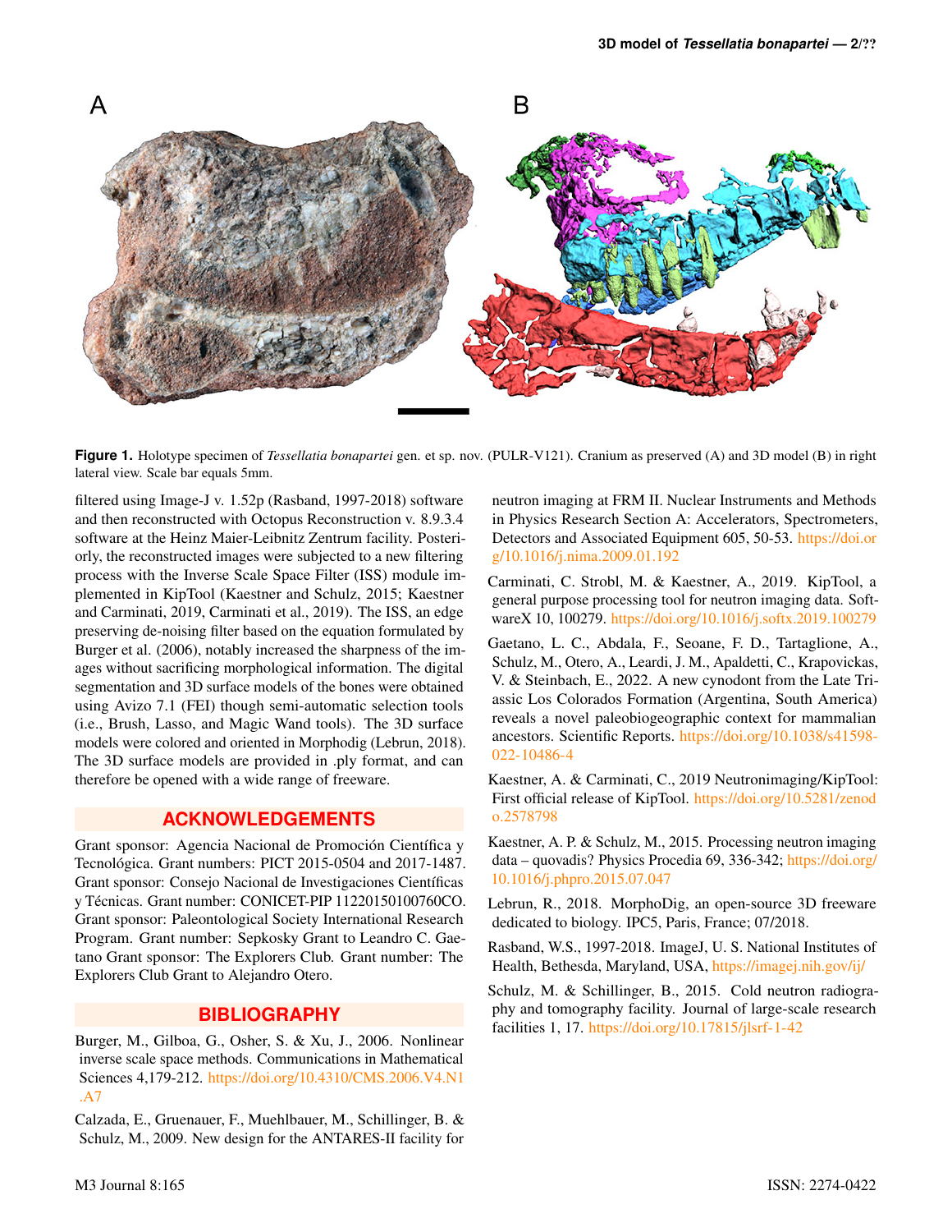A

B

**Figure 1.** Holotype specimen of *Tessellatia bonapartei* gen. et sp. nov. (PULR-V121). Cranium as preserved (A) and 3D model (B) in right lateral view. Scale bar equals 5mm.

filtered using Image-J v. 1.52p (Rasband, 1997-2018) software and then reconstructed with Octopus Reconstruction v. 8.9.3.4 software at the Heinz Maier-Leibnitz Zentrum facility. Posteriorly, the reconstructed images were subjected to a new filtering process with the Inverse Scale Space Filter (ISS) module implemented in KipTool (Kaestner and Schulz, 2015; Kaestner and Carminati, 2019, Carminati et al., 2019). The ISS, an edge preserving de-noising filter based on the equation formulated by Burger et al. (2006), notably increased the sharpness of the images without sacrificing morphological information. The digital segmentation and 3D surface models of the bones were obtained using Avizo 7.1 (FEI) though semi-automatic selection tools (i.e., Brush, Lasso, and Magic Wand tools). The 3D surface models were colored and oriented in Morphodig (Lebrun, 2018). The 3D surface models are provided in .ply format, and can therefore be opened with a wide range of freeware.

## ACKNOWLEDGEMENTS

Grant sponsor: Agencia Nacional de Promoción Científica y Tecnológica. Grant numbers: PICT 2015-0504 and 2017-1487. Grant sponsor: Consejo Nacional de Investigaciones Científicas y Técnicas. Grant number: CONICET-PIP 11220150100760CO. Grant sponsor: Paleontological Society International Research Program. Grant number: Sepkosky Grant to Leandro C. Gaetano Grant sponsor: The Explorers Club. Grant number: The Explorers Club Grant to Alejandro Otero.

## BIBLIOGRAPHY

Burger, M., Gilboa, G., Osher, S. & Xu, J., 2006. Nonlinear inverse scale space methods. Communications in Mathematical Sciences 4,179-212. https://doi.org/10.4310/CMS.2006.V4.N1.A7

Calzada, E., Gruenauer, F., Muehlbauer, M., Schillinger, B. & Schulz, M., 2009. New design for the ANTARES-II facility for neutron imaging at FRM II. Nuclear Instruments and Methods in Physics Research Section A: Accelerators, Spectrometers, Detectors and Associated Equipment 605, 50-53. https://doi.org/10.1016/j.nima.2009.01.192

Carminati, C. Strobl, M. & Kaestner, A., 2019. KipTool, a general purpose processing tool for neutron imaging data. SoftwareX 10, 100279. https://doi.org/10.1016/j.softx.2019.100279

Gaetano, L. C., Abdala, F., Seoane, F. D., Tartaglione, A., Schulz, M., Otero, A., Leardi, J. M., Apaldetti, C., Krapovickas, V. & Steinbach, E., 2022. A new cynodont from the Late Triassic Los Colorados Formation (Argentina, South America) reveals a novel paleobiogeographic context for mammalian ancestors. Scientific Reports. https://doi.org/10.1038/s41598-022-10486-4

Kaestner, A. & Carminati, C., 2019 Neutronimaging/KipTool: First official release of KipTool. https://doi.org/10.5281/zenodo.2578798

Kaestner, A. P. & Schulz, M., 2015. Processing neutron imaging data – quovadis? Physics Procedia 69, 336-342; https://doi.org/10.1016/j.phpro.2015.07.047

Lebrun, R., 2018. MorphoDig, an open-source 3D freeware dedicated to biology. IPC5, Paris, France; 07/2018.

Rasband, W.S., 1997-2018. ImageJ, U. S. National Institutes of Health, Bethesda, Maryland, USA, https://imagej.nih.gov/ij/

Schulz, M. & Schillinger, B., 2015. Cold neutron radiography and tomography facility. Journal of large-scale research facilities 1, 17. https://doi.org/10.17815/jlsrf-1-42